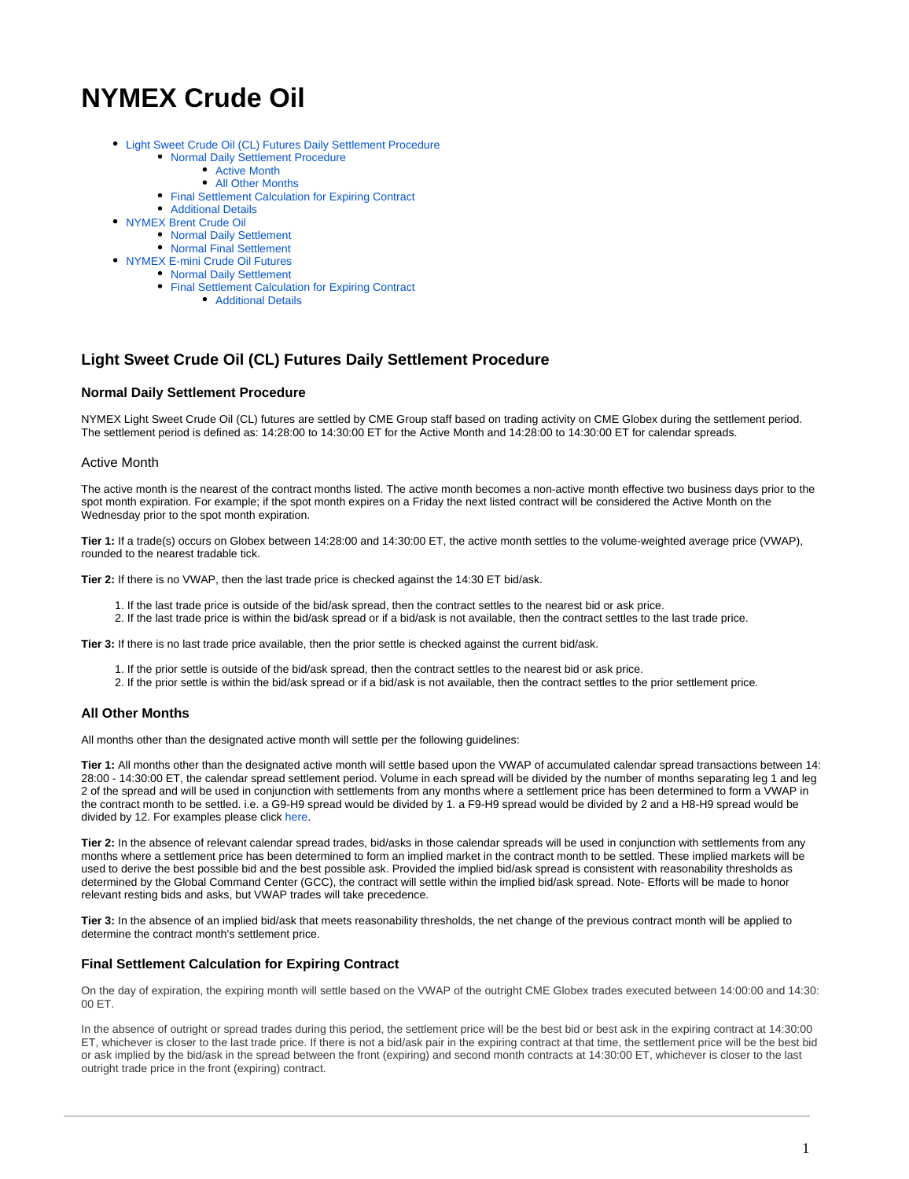# NYMEX Crude Oil

- Light Sweet Crude Oil (CL) Futures Daily Settlement Procedure
    - Normal Daily Settlement Procedure
        - Active Month
        - All Other Months
    - Final Settlement Calculation for Expiring Contract
    - Additional Details
- NYMEX Brent Crude Oil
    - Normal Daily Settlement
    - Normal Final Settlement
- NYMEX E-mini Crude Oil Futures
    - Normal Daily Settlement
    - Final Settlement Calculation for Expiring Contract
        - Additional Details

## Light Sweet Crude Oil (CL) Futures Daily Settlement Procedure

### Normal Daily Settlement Procedure

NYMEX Light Sweet Crude Oil (CL) futures are settled by CME Group staff based on trading activity on CME Globex during the settlement period. The settlement period is defined as: 14:28:00 to 14:30:00 ET for the Active Month and 14:28:00 to 14:30:00 ET for calendar spreads.

#### Active Month

The active month is the nearest of the contract months listed. The active month becomes a non-active month effective two business days prior to the spot month expiration. For example; if the spot month expires on a Friday the next listed contract will be considered the Active Month on the Wednesday prior to the spot month expiration.

**Tier 1:** If a trade(s) occurs on Globex between 14:28:00 and 14:30:00 ET, the active month settles to the volume-weighted average price (VWAP), rounded to the nearest tradable tick.

**Tier 2:** If there is no VWAP, then the last trade price is checked against the 14:30 ET bid/ask.

1. If the last trade price is outside of the bid/ask spread, then the contract settles to the nearest bid or ask price.
2. If the last trade price is within the bid/ask spread or if a bid/ask is not available, then the contract settles to the last trade price.

**Tier 3:** If there is no last trade price available, then the prior settle is checked against the current bid/ask.

1. If the prior settle is outside of the bid/ask spread, then the contract settles to the nearest bid or ask price.
2. If the prior settle is within the bid/ask spread or if a bid/ask is not available, then the contract settles to the prior settlement price.

### All Other Months

All months other than the designated active month will settle per the following guidelines:

**Tier 1:** All months other than the designated active month will settle based upon the VWAP of accumulated calendar spread transactions between 14:28:00 - 14:30:00 ET, the calendar spread settlement period. Volume in each spread will be divided by the number of months separating leg 1 and leg 2 of the spread and will be used in conjunction with settlements from any months where a settlement price has been determined to form a VWAP in the contract month to be settled. i.e. a G9-H9 spread would be divided by 1. a F9-H9 spread would be divided by 2 and a H8-H9 spread would be divided by 12. For examples please click here.

**Tier 2:** In the absence of relevant calendar spread trades, bid/asks in those calendar spreads will be used in conjunction with settlements from any months where a settlement price has been determined to form an implied market in the contract month to be settled. These implied markets will be used to derive the best possible bid and the best possible ask. Provided the implied bid/ask spread is consistent with reasonability thresholds as determined by the Global Command Center (GCC), the contract will settle within the implied bid/ask spread. Note- Efforts will be made to honor relevant resting bids and asks, but VWAP trades will take precedence.

**Tier 3:** In the absence of an implied bid/ask that meets reasonability thresholds, the net change of the previous contract month will be applied to determine the contract month's settlement price.

### Final Settlement Calculation for Expiring Contract

On the day of expiration, the expiring month will settle based on the VWAP of the outright CME Globex trades executed between 14:00:00 and 14:30:00 ET.

In the absence of outright or spread trades during this period, the settlement price will be the best bid or best ask in the expiring contract at 14:30:00 ET, whichever is closer to the last trade price. If there is not a bid/ask pair in the expiring contract at that time, the settlement price will be the best bid or ask implied by the bid/ask in the spread between the front (expiring) and second month contracts at 14:30:00 ET, whichever is closer to the last outright trade price in the front (expiring) contract.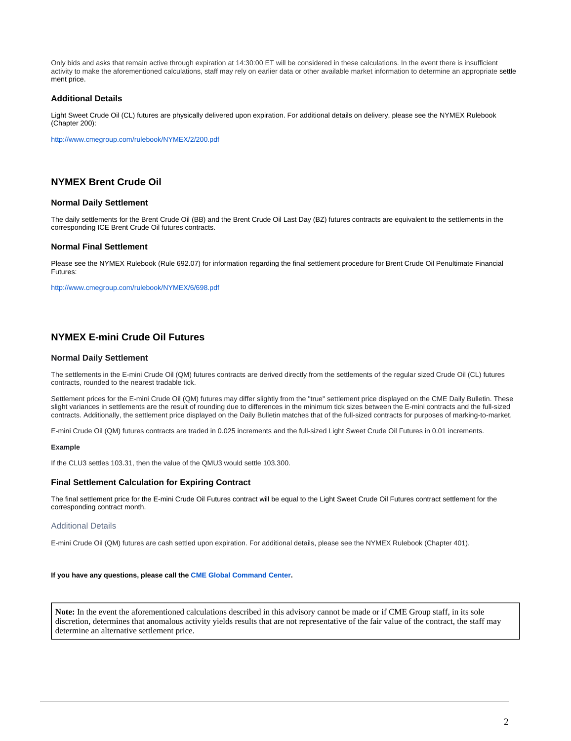Only bids and asks that remain active through expiration at 14:30:00 ET will be considered in these calculations. In the event there is insufficient activity to make the aforementioned calculations, staff may rely on earlier data or other available market information to determine an appropriate settle ment price.

### Additional Details

Light Sweet Crude Oil (CL) futures are physically delivered upon expiration. For additional details on delivery, please see the NYMEX Rulebook (Chapter 200):

http://www.cmegroup.com/rulebook/NYMEX/2/200.pdf

## NYMEX Brent Crude Oil

### Normal Daily Settlement

The daily settlements for the Brent Crude Oil (BB) and the Brent Crude Oil Last Day (BZ) futures contracts are equivalent to the settlements in the corresponding ICE Brent Crude Oil futures contracts.

### Normal Final Settlement

Please see the NYMEX Rulebook (Rule 692.07) for information regarding the final settlement procedure for Brent Crude Oil Penultimate Financial Futures:

http://www.cmegroup.com/rulebook/NYMEX/6/698.pdf

## NYMEX E-mini Crude Oil Futures

### Normal Daily Settlement

The settlements in the E-mini Crude Oil (QM) futures contracts are derived directly from the settlements of the regular sized Crude Oil (CL) futures contracts, rounded to the nearest tradable tick.

Settlement prices for the E-mini Crude Oil (QM) futures may differ slightly from the "true" settlement price displayed on the CME Daily Bulletin. These slight variances in settlements are the result of rounding due to differences in the minimum tick sizes between the E-mini contracts and the full-sized contracts. Additionally, the settlement price displayed on the Daily Bulletin matches that of the full-sized contracts for purposes of marking-to-market.

E-mini Crude Oil (QM) futures contracts are traded in 0.025 increments and the full-sized Light Sweet Crude Oil Futures in 0.01 increments.

**Example**

If the CLU3 settles 103.31, then the value of the QMU3 would settle 103.300.

### Final Settlement Calculation for Expiring Contract

The final settlement price for the E-mini Crude Oil Futures contract will be equal to the Light Sweet Crude Oil Futures contract settlement for the corresponding contract month.

### Additional Details

E-mini Crude Oil (QM) futures are cash settled upon expiration. For additional details, please see the NYMEX Rulebook (Chapter 401).

**If you have any questions, please call the CME Global Command Center.**

**Note:** In the event the aforementioned calculations described in this advisory cannot be made or if CME Group staff, in its sole discretion, determines that anomalous activity yields results that are not representative of the fair value of the contract, the staff may determine an alternative settlement price.